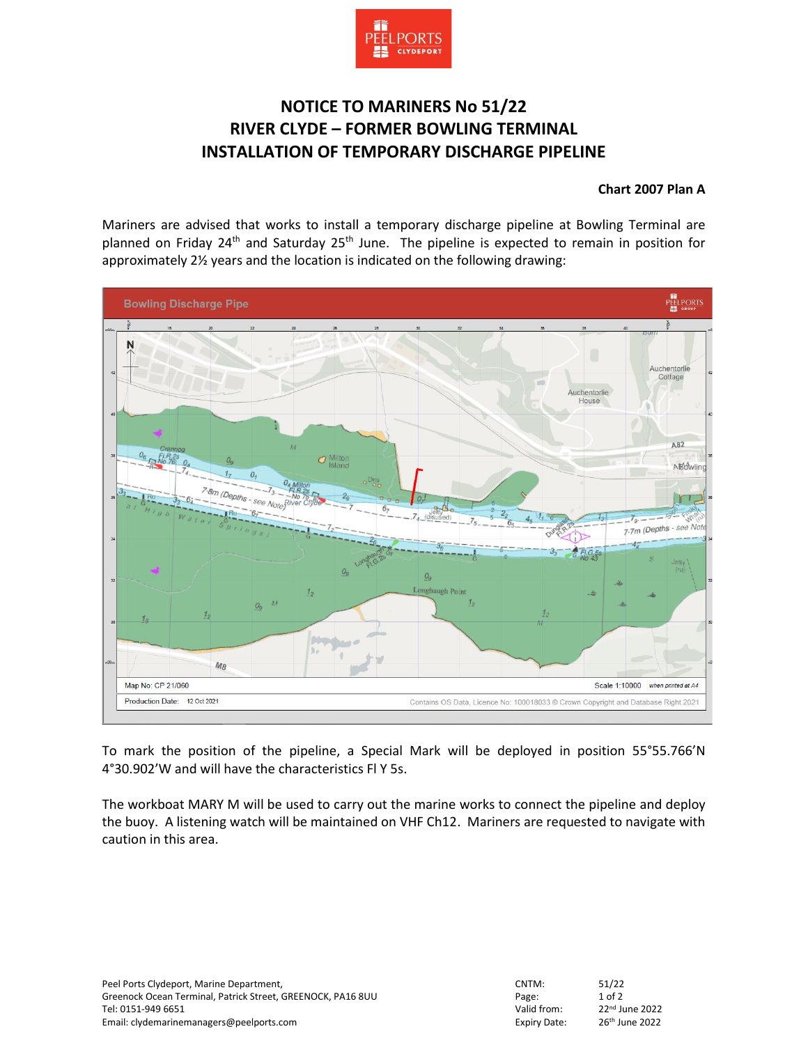# NOTICE TO MARINERS No 51/22
# RIVER CLYDE – FORMER BOWLING TERMINAL
# INSTALLATION OF TEMPORARY DISCHARGE PIPELINE

**Chart 2007 Plan A**

Mariners are advised that works to install a temporary discharge pipeline at Bowling Terminal are planned on Friday 24th and Saturday 25th June. The pipeline is expected to remain in position for approximately 2½ years and the location is indicated on the following drawing:

To mark the position of the pipeline, a Special Mark will be deployed in position 55°55.766'N 4°30.902'W and will have the characteristics Fl Y 5s.

The workboat MARY M will be used to carry out the marine works to connect the pipeline and deploy the buoy. A listening watch will be maintained on VHF Ch12. Mariners are requested to navigate with caution in this area.

Peel Ports Clydeport, Marine Department,
Greenock Ocean Terminal, Patrick Street, GREENOCK, PA16 8UU
Tel: 0151-949 6651
Email: clydemarinemanagers@peelports.com

| | |
|---|---|
| CNTM: | 51/22 |
| Valid from: | 22nd June 2022 |
| Expiry Date: | 26th June 2022 |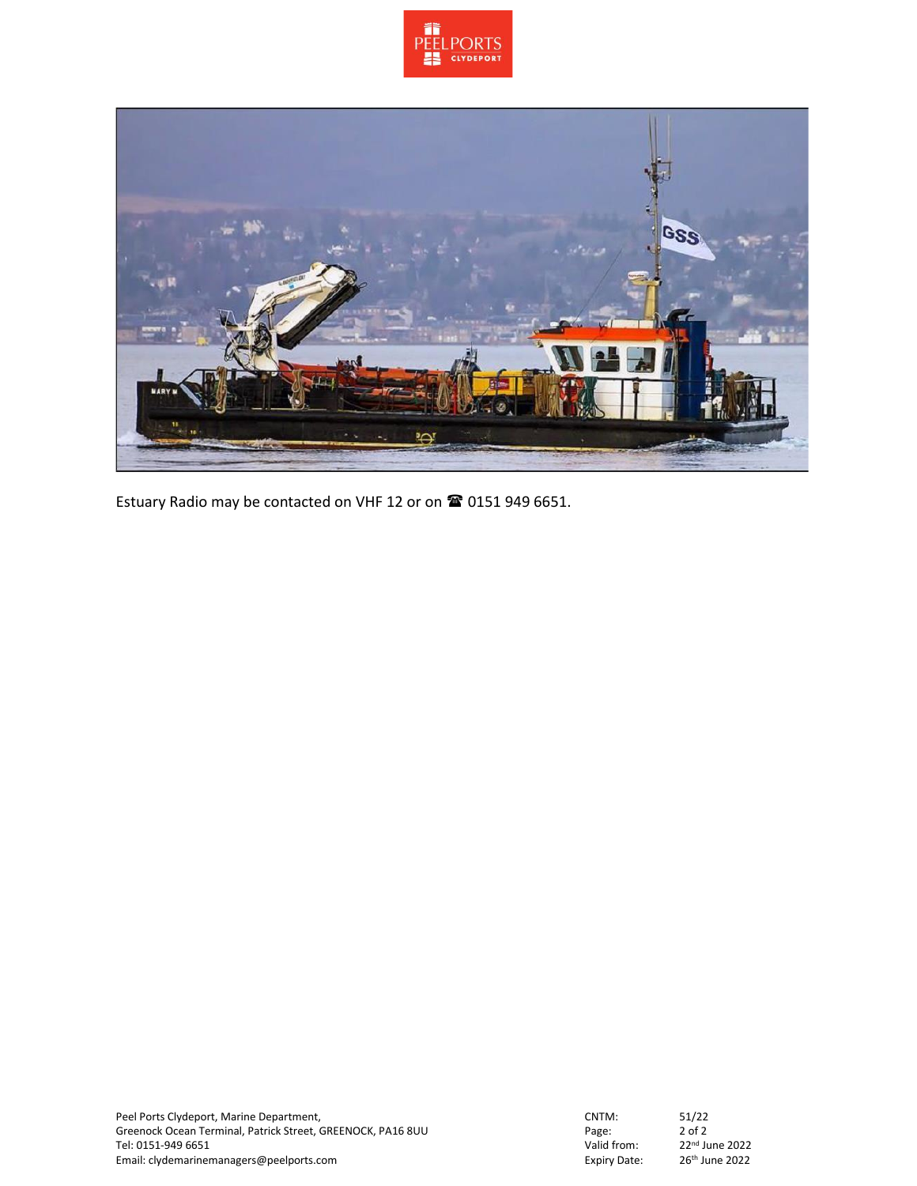Estuary Radio may be contacted on VHF 12 or on ☎ 0151 949 6651.